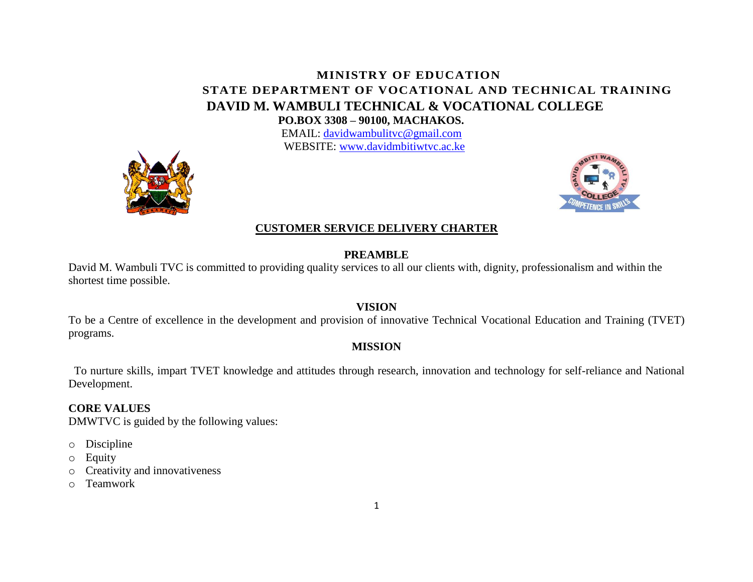**MINISTRY OF EDUCATION**

**STATE DEPARTMENT OF VOCATIONAL AND TECHNICAL TRAINING**

**DAVID M. WAMBULI TECHNICAL & VOCATIONAL COLLEGE**

**PO.BOX 3308 – 90100, MACHAKOS.**

EMAIL: davidwambulitvc@gmail.com

WEBSITE: www.davidmbitiwtvc.ac.ke

# CUSTOMER SERVICE DELIVERY CHARTER

## PREAMBLE

David M. Wambuli TVC is committed to providing quality services to all our clients with, dignity, professionalism and within the shortest time possible.

## VISION

To be a Centre of excellence in the development and provision of innovative Technical Vocational Education and Training (TVET) programs.

## MISSION

To nurture skills, impart TVET knowledge and attitudes through research, innovation and technology for self-reliance and National Development.

## CORE VALUES

DMWTVC is guided by the following values:

- Discipline
- Equity
- Creativity and innovativeness
- Teamwork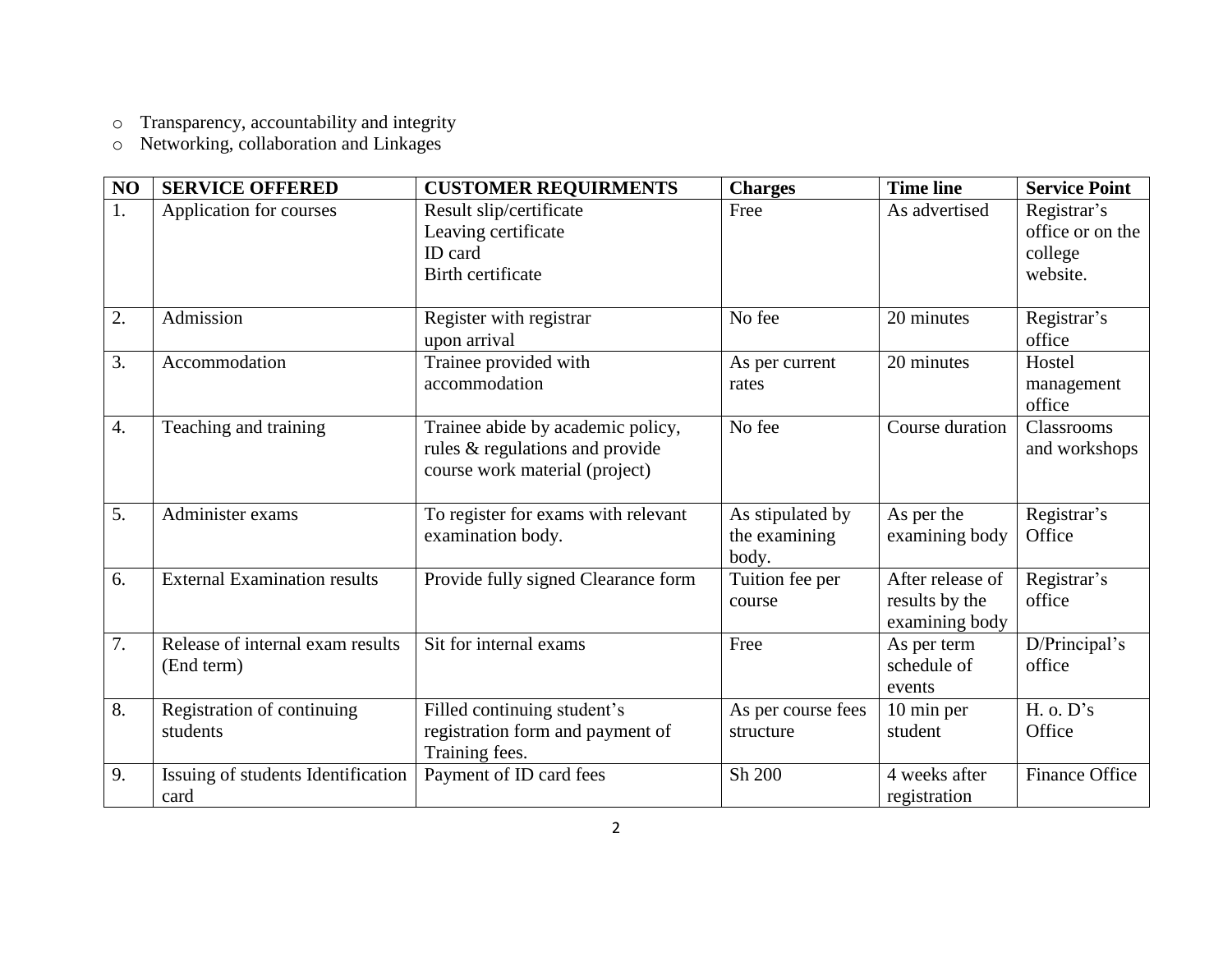- Transparency, accountability and integrity
- Networking, collaboration and Linkages

| NO | SERVICE OFFERED | CUSTOMER REQUIRMENTS | Charges | Time line | Service Point |
|---|---|---|---|---|---|
| 1. | Application for courses | Result slip/certificate<br>Leaving certificate<br>ID card<br>Birth certificate | Free | As advertised | Registrar's office or on the college website. |
| 2. | Admission | Register with registrar upon arrival | No fee | 20 minutes | Registrar's office |
| 3. | Accommodation | Trainee provided with accommodation | As per current rates | 20 minutes | Hostel management office |
| 4. | Teaching and training | Trainee abide by academic policy, rules & regulations and provide course work material (project) | No fee | Course duration | Classrooms and workshops |
| 5. | Administer exams | To register for exams with relevant examination body. | As stipulated by the examining body. | As per the examining body | Registrar's Office |
| 6. | External Examination results | Provide fully signed Clearance form | Tuition fee per course | After release of results by the examining body | Registrar's office |
| 7. | Release of internal exam results (End term) | Sit for internal exams | Free | As per term schedule of events | D/Principal's office |
| 8. | Registration of continuing students | Filled continuing student's registration form and payment of Training fees. | As per course fees structure | 10 min per student | H. o. D's Office |
| 9. | Issuing of students Identification card | Payment of ID card fees | Sh 200 | 4 weeks after registration | Finance Office |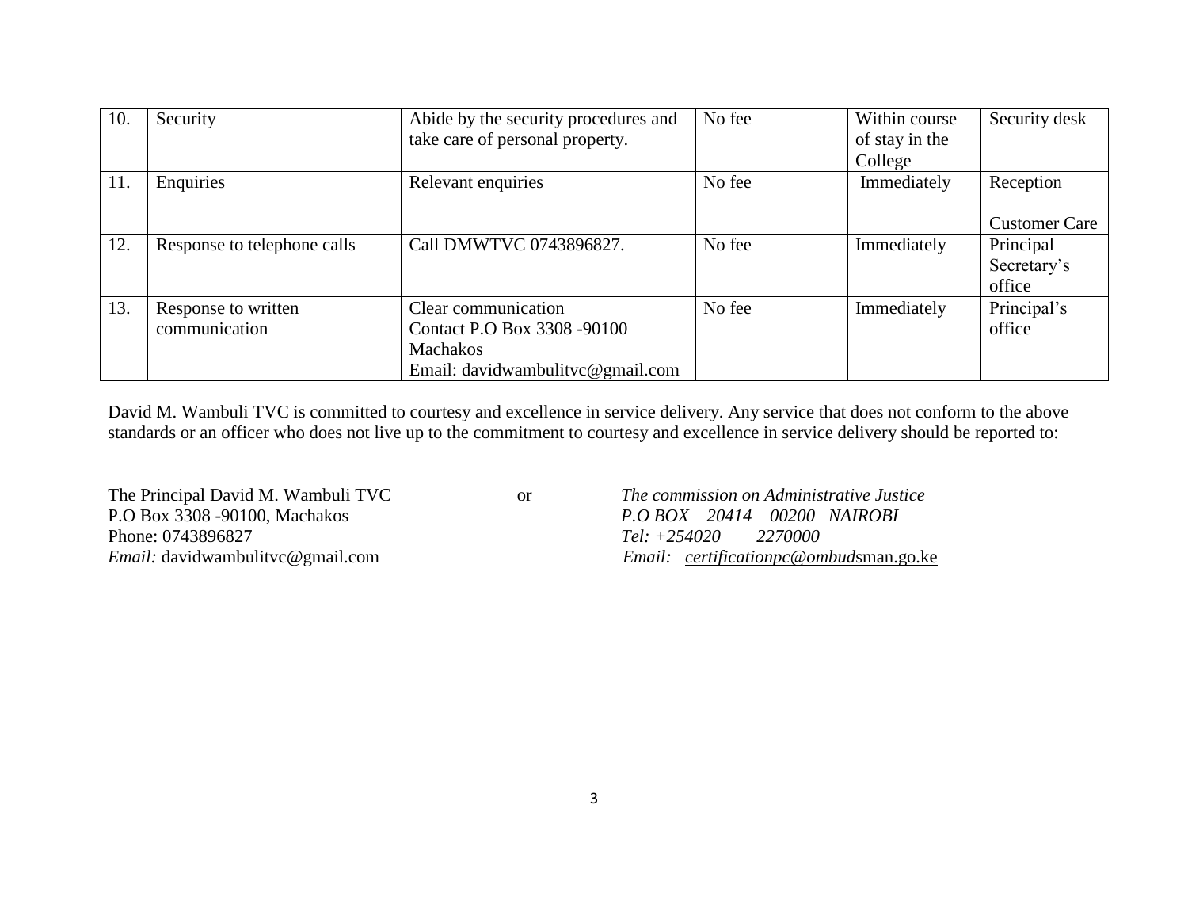| | | | | | |
|---|---|---|---|---|---|
| 10. | Security | Abide by the security procedures and take care of personal property. | No fee | Within course of stay in the College | Security desk |
| 11. | Enquiries | Relevant enquiries | No fee | Immediately | Reception<br><br>Customer Care |
| 12. | Response to telephone calls | Call DMWTVC 0743896827. | No fee | Immediately | Principal Secretary's office |
| 13. | Response to written communication | Clear communication<br>Contact P.O Box 3308 -90100 Machakos<br>Email: davidwambulitvc@gmail.com | No fee | Immediately | Principal's office |

David M. Wambuli TVC is committed to courtesy and excellence in service delivery. Any service that does not conform to the above standards or an officer who does not live up to the commitment to courtesy and excellence in service delivery should be reported to:

The Principal David M. Wambuli TVC
P.O Box 3308 -90100, Machakos
Phone: 0743896827
*Email:* davidwambulitvc@gmail.com

or

*The commission on Administrative Justice*
*P.O BOX 20414 – 00200 NAIROBI*
*Tel: +254020 2270000*
*Email: certificationpc@ombud*sman.go.ke